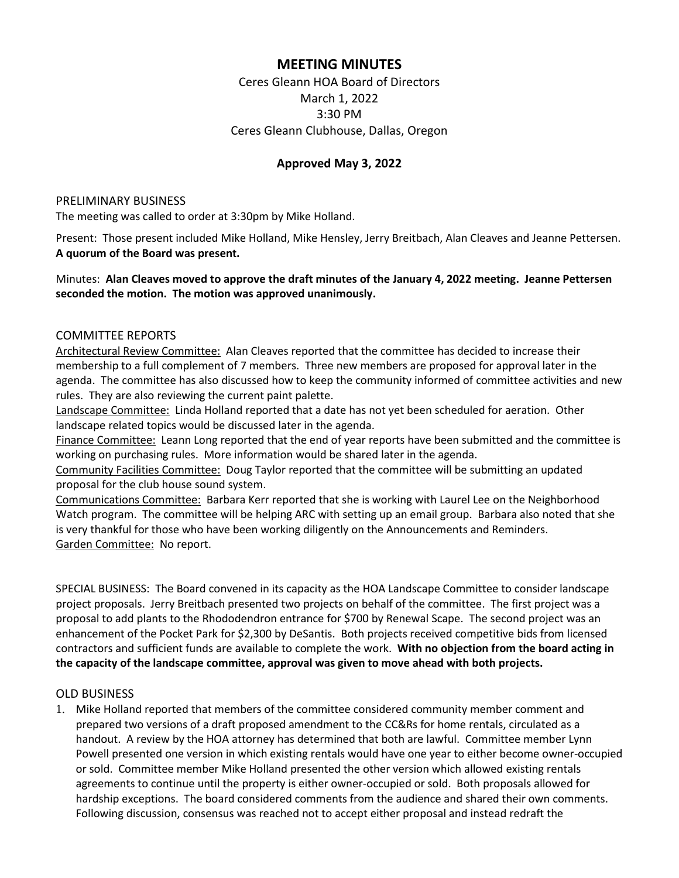# MEETING MINUTES

Ceres Gleann HOA Board of Directors
March 1, 2022
3:30 PM
Ceres Gleann Clubhouse, Dallas, Oregon

**Approved May 3, 2022**

## PRELIMINARY BUSINESS

The meeting was called to order at 3:30pm by Mike Holland.

Present: Those present included Mike Holland, Mike Hensley, Jerry Breitbach, Alan Cleaves and Jeanne Pettersen. **A quorum of the Board was present.**

Minutes: **Alan Cleaves moved to approve the draft minutes of the January 4, 2022 meeting. Jeanne Pettersen seconded the motion. The motion was approved unanimously.**

## COMMITTEE REPORTS

Architectural Review Committee: Alan Cleaves reported that the committee has decided to increase their membership to a full complement of 7 members. Three new members are proposed for approval later in the agenda. The committee has also discussed how to keep the community informed of committee activities and new rules. They are also reviewing the current paint palette.

Landscape Committee: Linda Holland reported that a date has not yet been scheduled for aeration. Other landscape related topics would be discussed later in the agenda.

Finance Committee: Leann Long reported that the end of year reports have been submitted and the committee is working on purchasing rules. More information would be shared later in the agenda.

Community Facilities Committee: Doug Taylor reported that the committee will be submitting an updated proposal for the club house sound system.

Communications Committee: Barbara Kerr reported that she is working with Laurel Lee on the Neighborhood Watch program. The committee will be helping ARC with setting up an email group. Barbara also noted that she is very thankful for those who have been working diligently on the Announcements and Reminders.

Garden Committee: No report.

SPECIAL BUSINESS: The Board convened in its capacity as the HOA Landscape Committee to consider landscape project proposals. Jerry Breitbach presented two projects on behalf of the committee. The first project was a proposal to add plants to the Rhododendron entrance for $700 by Renewal Scape. The second project was an enhancement of the Pocket Park for $2,300 by DeSantis. Both projects received competitive bids from licensed contractors and sufficient funds are available to complete the work. **With no objection from the board acting in the capacity of the landscape committee, approval was given to move ahead with both projects.**

## OLD BUSINESS

1. Mike Holland reported that members of the committee considered community member comment and prepared two versions of a draft proposed amendment to the CC&Rs for home rentals, circulated as a handout. A review by the HOA attorney has determined that both are lawful. Committee member Lynn Powell presented one version in which existing rentals would have one year to either become owner-occupied or sold. Committee member Mike Holland presented the other version which allowed existing rentals agreements to continue until the property is either owner-occupied or sold. Both proposals allowed for hardship exceptions. The board considered comments from the audience and shared their own comments. Following discussion, consensus was reached not to accept either proposal and instead redraft the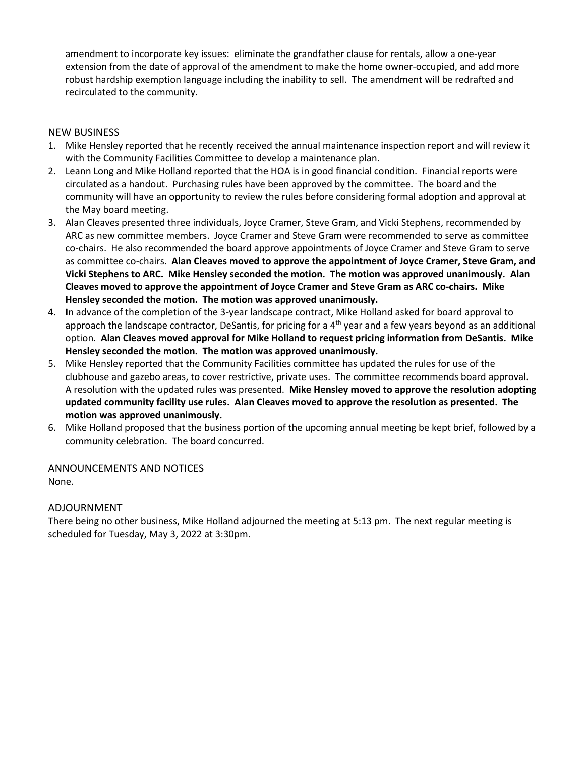amendment to incorporate key issues: eliminate the grandfather clause for rentals, allow a one-year extension from the date of approval of the amendment to make the home owner-occupied, and add more robust hardship exemption language including the inability to sell. The amendment will be redrafted and recirculated to the community.

## NEW BUSINESS

1. Mike Hensley reported that he recently received the annual maintenance inspection report and will review it with the Community Facilities Committee to develop a maintenance plan.
2. Leann Long and Mike Holland reported that the HOA is in good financial condition. Financial reports were circulated as a handout. Purchasing rules have been approved by the committee. The board and the community will have an opportunity to review the rules before considering formal adoption and approval at the May board meeting.
3. Alan Cleaves presented three individuals, Joyce Cramer, Steve Gram, and Vicki Stephens, recommended by ARC as new committee members. Joyce Cramer and Steve Gram were recommended to serve as committee co-chairs. He also recommended the board approve appointments of Joyce Cramer and Steve Gram to serve as committee co-chairs. **Alan Cleaves moved to approve the appointment of Joyce Cramer, Steve Gram, and Vicki Stephens to ARC. Mike Hensley seconded the motion. The motion was approved unanimously. Alan Cleaves moved to approve the appointment of Joyce Cramer and Steve Gram as ARC co-chairs. Mike Hensley seconded the motion. The motion was approved unanimously.**
4. **I**n advance of the completion of the 3-year landscape contract, Mike Holland asked for board approval to approach the landscape contractor, DeSantis, for pricing for a 4th year and a few years beyond as an additional option. **Alan Cleaves moved approval for Mike Holland to request pricing information from DeSantis. Mike Hensley seconded the motion. The motion was approved unanimously.**
5. Mike Hensley reported that the Community Facilities committee has updated the rules for use of the clubhouse and gazebo areas, to cover restrictive, private uses. The committee recommends board approval. A resolution with the updated rules was presented. **Mike Hensley moved to approve the resolution adopting updated community facility use rules. Alan Cleaves moved to approve the resolution as presented. The motion was approved unanimously.**
6. Mike Holland proposed that the business portion of the upcoming annual meeting be kept brief, followed by a community celebration. The board concurred.

## ANNOUNCEMENTS AND NOTICES

None.

## ADJOURNMENT

There being no other business, Mike Holland adjourned the meeting at 5:13 pm. The next regular meeting is scheduled for Tuesday, May 3, 2022 at 3:30pm.